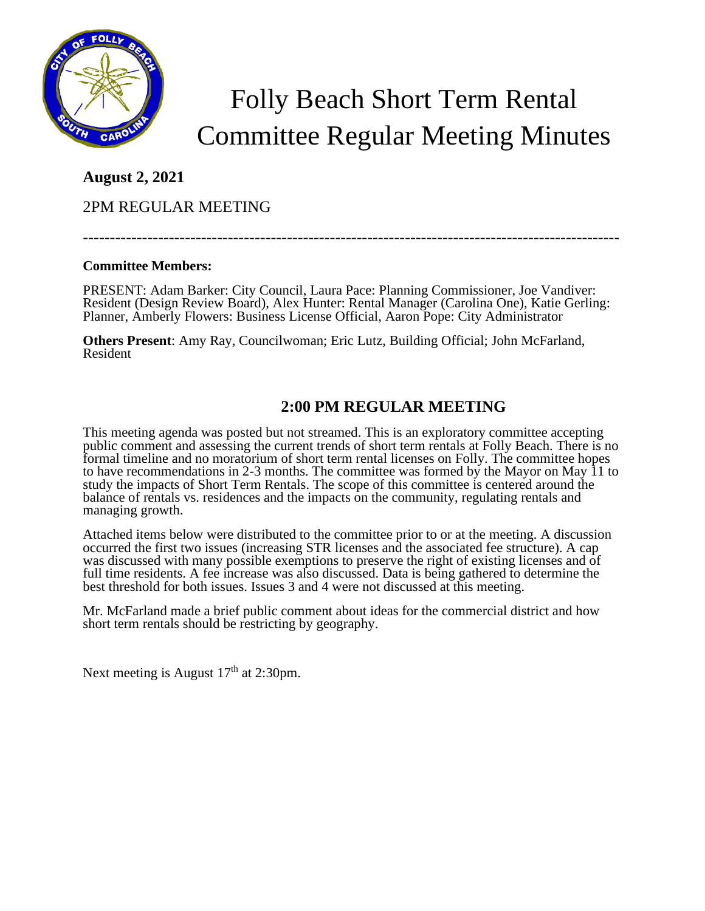# Folly Beach Short Term Rental Committee Regular Meeting Minutes

**August 2, 2021**

2PM REGULAR MEETING

---

**Committee Members:**

PRESENT: Adam Barker: City Council, Laura Pace: Planning Commissioner, Joe Vandiver: Resident (Design Review Board), Alex Hunter: Rental Manager (Carolina One), Katie Gerling: Planner, Amberly Flowers: Business License Official, Aaron Pope: City Administrator

**Others Present**: Amy Ray, Councilwoman; Eric Lutz, Building Official; John McFarland, Resident

## 2:00 PM REGULAR MEETING

This meeting agenda was posted but not streamed. This is an exploratory committee accepting public comment and assessing the current trends of short term rentals at Folly Beach. There is no formal timeline and no moratorium of short term rental licenses on Folly. The committee hopes to have recommendations in 2-3 months. The committee was formed by the Mayor on May 11 to study the impacts of Short Term Rentals. The scope of this committee is centered around the balance of rentals vs. residences and the impacts on the community, regulating rentals and managing growth.

Attached items below were distributed to the committee prior to or at the meeting. A discussion occurred the first two issues (increasing STR licenses and the associated fee structure). A cap was discussed with many possible exemptions to preserve the right of existing licenses and of full time residents. A fee increase was also discussed. Data is being gathered to determine the best threshold for both issues. Issues 3 and 4 were not discussed at this meeting.

Mr. McFarland made a brief public comment about ideas for the commercial district and how short term rentals should be restricting by geography.

Next meeting is August 17th at 2:30pm.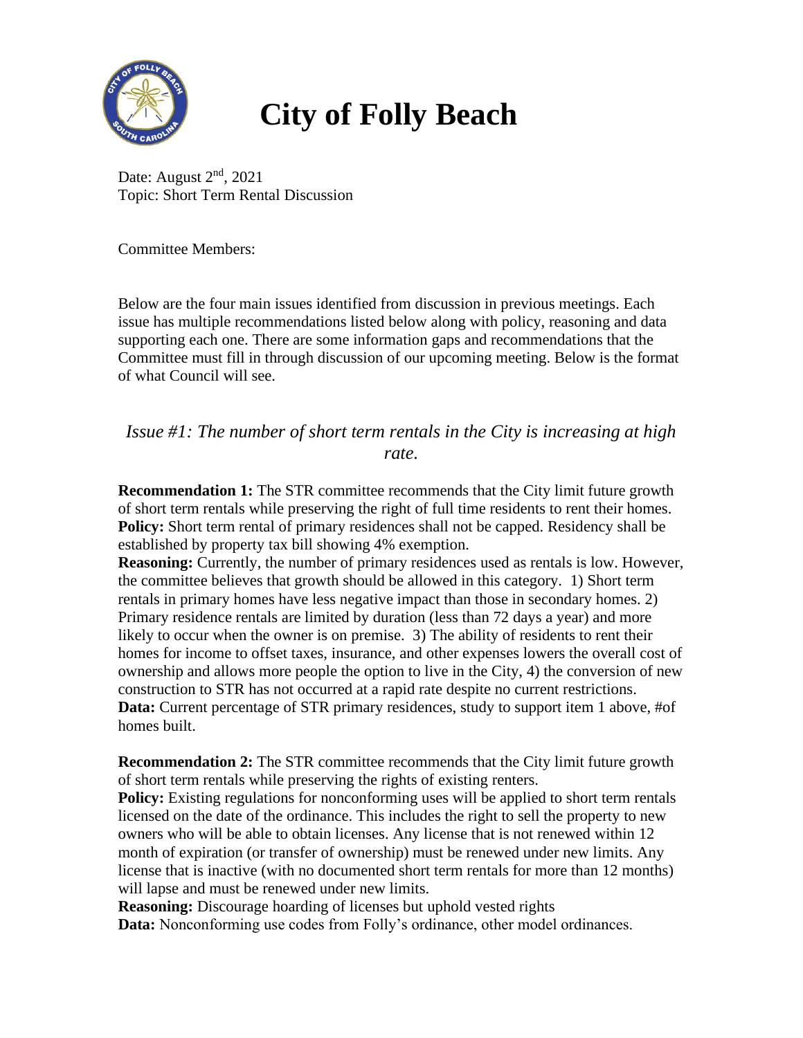# City of Folly Beach

Date: August 2nd, 2021
Topic: Short Term Rental Discussion

Committee Members:

Below are the four main issues identified from discussion in previous meetings. Each issue has multiple recommendations listed below along with policy, reasoning and data supporting each one. There are some information gaps and recommendations that the Committee must fill in through discussion of our upcoming meeting. Below is the format of what Council will see.

## *Issue #1: The number of short term rentals in the City is increasing at high rate.*

**Recommendation 1:** The STR committee recommends that the City limit future growth of short term rentals while preserving the right of full time residents to rent their homes.
**Policy:** Short term rental of primary residences shall not be capped. Residency shall be established by property tax bill showing 4% exemption.
**Reasoning:** Currently, the number of primary residences used as rentals is low. However, the committee believes that growth should be allowed in this category. 1) Short term rentals in primary homes have less negative impact than those in secondary homes. 2) Primary residence rentals are limited by duration (less than 72 days a year) and more likely to occur when the owner is on premise. 3) The ability of residents to rent their homes for income to offset taxes, insurance, and other expenses lowers the overall cost of ownership and allows more people the option to live in the City, 4) the conversion of new construction to STR has not occurred at a rapid rate despite no current restrictions.
**Data:** Current percentage of STR primary residences, study to support item 1 above, #of homes built.

**Recommendation 2:** The STR committee recommends that the City limit future growth of short term rentals while preserving the rights of existing renters.
**Policy:** Existing regulations for nonconforming uses will be applied to short term rentals licensed on the date of the ordinance. This includes the right to sell the property to new owners who will be able to obtain licenses. Any license that is not renewed within 12 month of expiration (or transfer of ownership) must be renewed under new limits. Any license that is inactive (with no documented short term rentals for more than 12 months) will lapse and must be renewed under new limits.
**Reasoning:** Discourage hoarding of licenses but uphold vested rights
**Data:** Nonconforming use codes from Folly's ordinance, other model ordinances.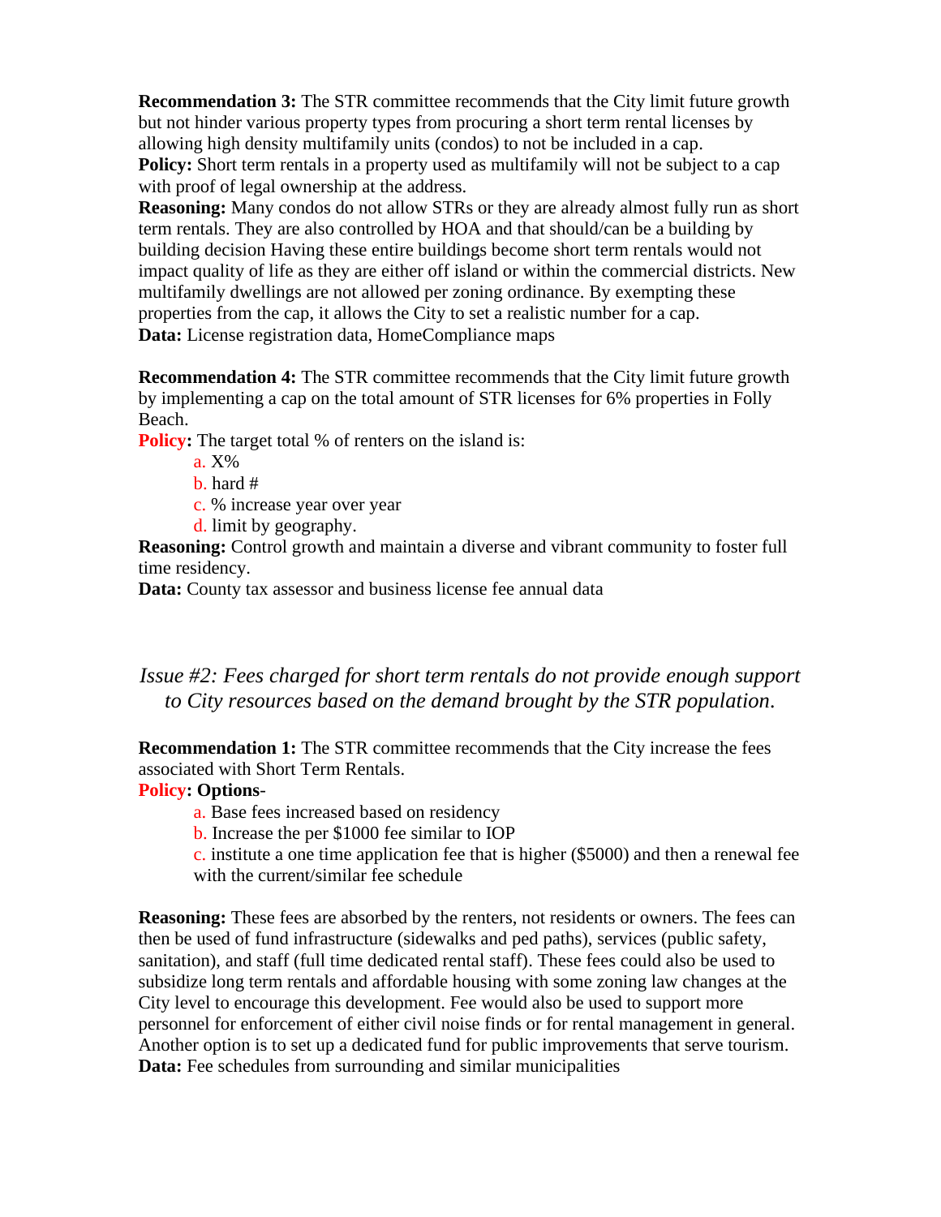**Recommendation 3:** The STR committee recommends that the City limit future growth but not hinder various property types from procuring a short term rental licenses by allowing high density multifamily units (condos) to not be included in a cap.
**Policy:** Short term rentals in a property used as multifamily will not be subject to a cap with proof of legal ownership at the address.
**Reasoning:** Many condos do not allow STRs or they are already almost fully run as short term rentals. They are also controlled by HOA and that should/can be a building by building decision Having these entire buildings become short term rentals would not impact quality of life as they are either off island or within the commercial districts. New multifamily dwellings are not allowed per zoning ordinance. By exempting these properties from the cap, it allows the City to set a realistic number for a cap.
**Data:** License registration data, HomeCompliance maps

**Recommendation 4:** The STR committee recommends that the City limit future growth by implementing a cap on the total amount of STR licenses for 6% properties in Folly Beach.
**Policy:** The target total % of renters on the island is:

a. X%
b. hard #
c. % increase year over year
d. limit by geography.

**Reasoning:** Control growth and maintain a diverse and vibrant community to foster full time residency.
**Data:** County tax assessor and business license fee annual data

## *Issue #2: Fees charged for short term rentals do not provide enough support to City resources based on the demand brought by the STR population.*

**Recommendation 1:** The STR committee recommends that the City increase the fees associated with Short Term Rentals.
**Policy: Options**-

a. Base fees increased based on residency
b. Increase the per $1000 fee similar to IOP
c. institute a one time application fee that is higher ($5000) and then a renewal fee with the current/similar fee schedule

**Reasoning:** These fees are absorbed by the renters, not residents or owners. The fees can then be used of fund infrastructure (sidewalks and ped paths), services (public safety, sanitation), and staff (full time dedicated rental staff). These fees could also be used to subsidize long term rentals and affordable housing with some zoning law changes at the City level to encourage this development. Fee would also be used to support more personnel for enforcement of either civil noise finds or for rental management in general. Another option is to set up a dedicated fund for public improvements that serve tourism.
**Data:** Fee schedules from surrounding and similar municipalities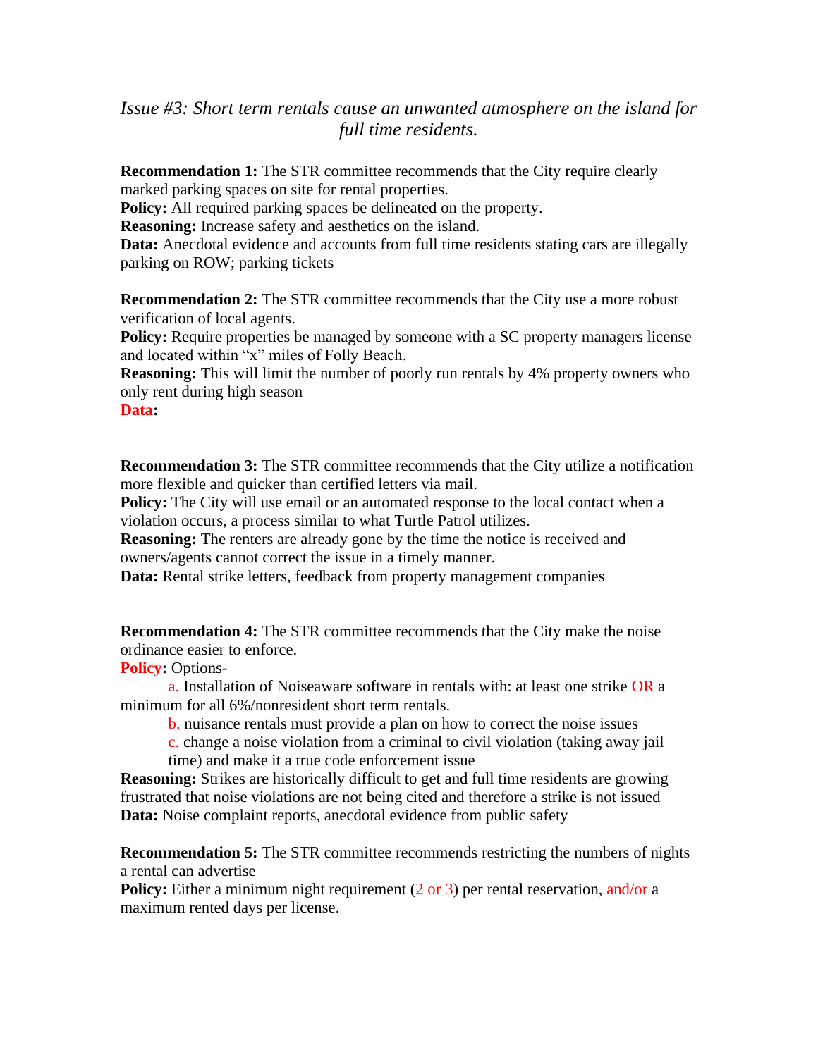### *Issue #3: Short term rentals cause an unwanted atmosphere on the island for full time residents.*

**Recommendation 1:** The STR committee recommends that the City require clearly marked parking spaces on site for rental properties.
**Policy:** All required parking spaces be delineated on the property.
**Reasoning:** Increase safety and aesthetics on the island.
**Data:** Anecdotal evidence and accounts from full time residents stating cars are illegally parking on ROW; parking tickets

**Recommendation 2:** The STR committee recommends that the City use a more robust verification of local agents.
**Policy:** Require properties be managed by someone with a SC property managers license and located within "x" miles of Folly Beach.
**Reasoning:** This will limit the number of poorly run rentals by 4% property owners who only rent during high season
**Data:**

**Recommendation 3:** The STR committee recommends that the City utilize a notification more flexible and quicker than certified letters via mail.
**Policy:** The City will use email or an automated response to the local contact when a violation occurs, a process similar to what Turtle Patrol utilizes.
**Reasoning:** The renters are already gone by the time the notice is received and owners/agents cannot correct the issue in a timely manner.
**Data:** Rental strike letters, feedback from property management companies

**Recommendation 4:** The STR committee recommends that the City make the noise ordinance easier to enforce.
**Policy:** Options-

a. Installation of Noiseaware software in rentals with: at least one strike OR a minimum for all 6%/nonresident short term rentals.

b. nuisance rentals must provide a plan on how to correct the noise issues

c. change a noise violation from a criminal to civil violation (taking away jail time) and make it a true code enforcement issue

**Reasoning:** Strikes are historically difficult to get and full time residents are growing frustrated that noise violations are not being cited and therefore a strike is not issued
**Data:** Noise complaint reports, anecdotal evidence from public safety

**Recommendation 5:** The STR committee recommends restricting the numbers of nights a rental can advertise
**Policy:** Either a minimum night requirement (2 or 3) per rental reservation, and/or a maximum rented days per license.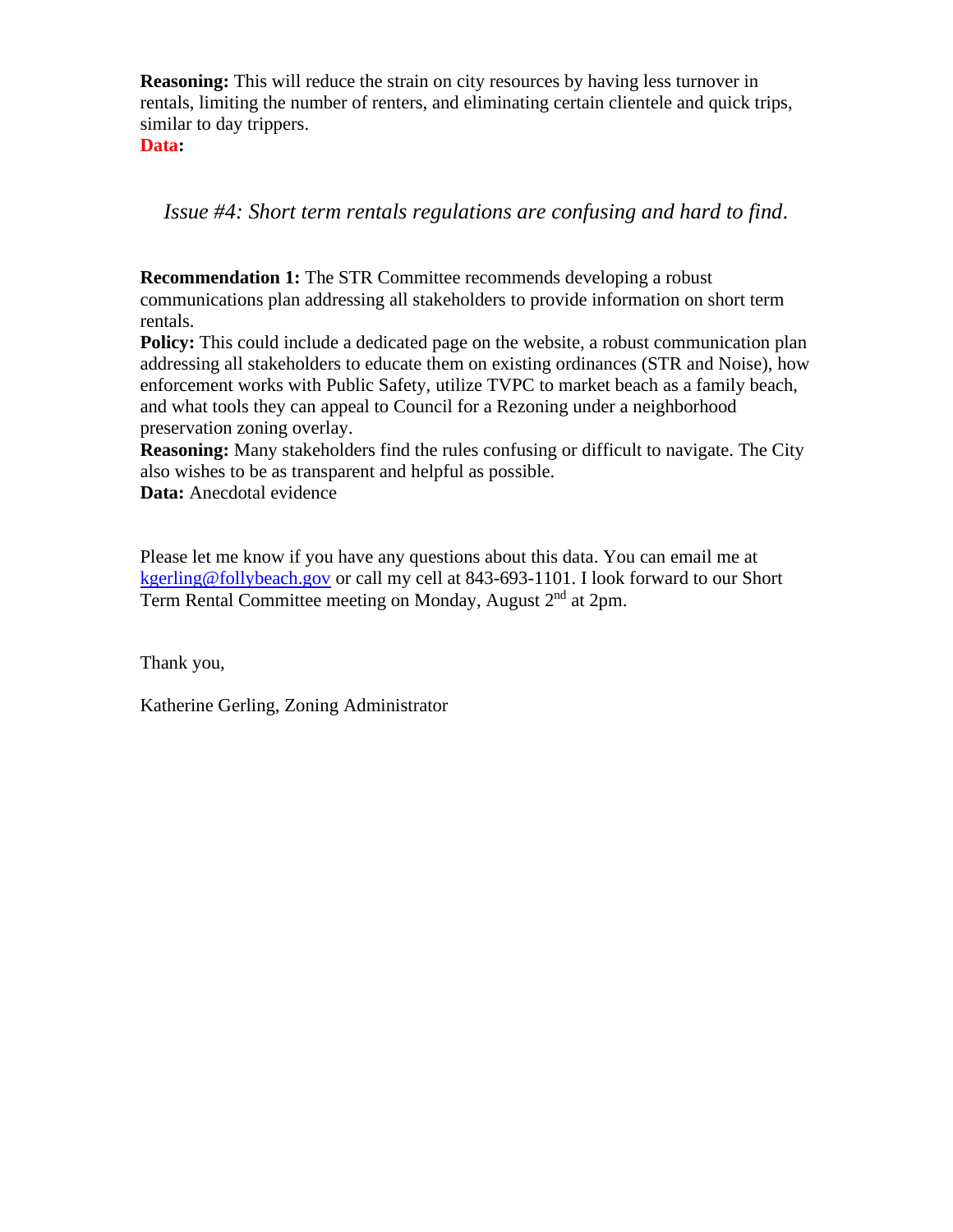**Reasoning:** This will reduce the strain on city resources by having less turnover in rentals, limiting the number of renters, and eliminating certain clientele and quick trips, similar to day trippers.
**Data:**

*Issue #4: Short term rentals regulations are confusing and hard to find.*

**Recommendation 1:** The STR Committee recommends developing a robust communications plan addressing all stakeholders to provide information on short term rentals.
**Policy:** This could include a dedicated page on the website, a robust communication plan addressing all stakeholders to educate them on existing ordinances (STR and Noise), how enforcement works with Public Safety, utilize TVPC to market beach as a family beach, and what tools they can appeal to Council for a Rezoning under a neighborhood preservation zoning overlay.
**Reasoning:** Many stakeholders find the rules confusing or difficult to navigate. The City also wishes to be as transparent and helpful as possible.
**Data:** Anecdotal evidence

Please let me know if you have any questions about this data. You can email me at kgerling@follybeach.gov or call my cell at 843-693-1101. I look forward to our Short Term Rental Committee meeting on Monday, August 2nd at 2pm.

Thank you,

Katherine Gerling, Zoning Administrator